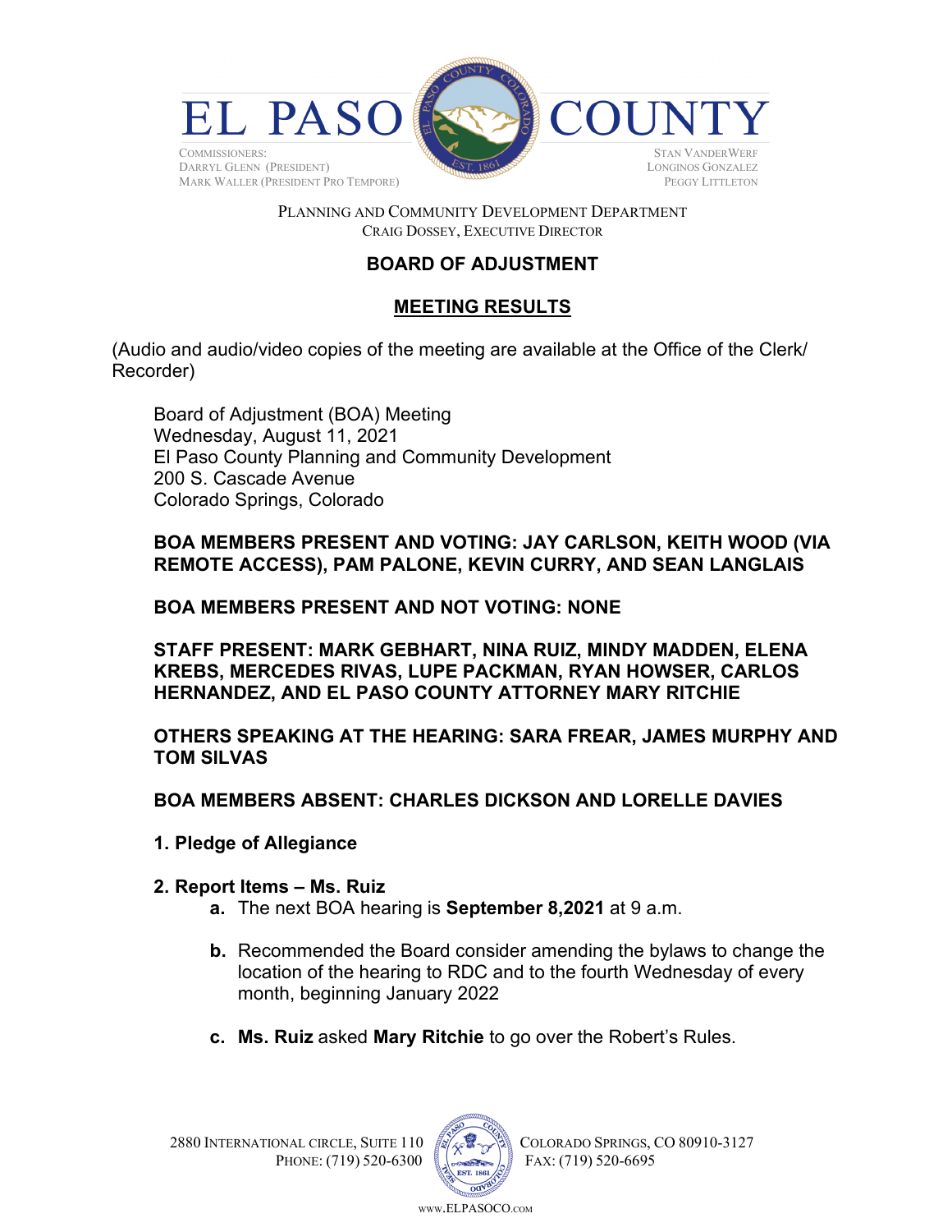# EL PASO COUNTY

COMMISSIONERS:
DARRYL GLENN (PRESIDENT)
MARK WALLER (PRESIDENT PRO TEMPORE)

STAN VANDERWERF
LONGINOS GONZALEZ
PEGGY LITTLETON

PLANNING AND COMMUNITY DEVELOPMENT DEPARTMENT
CRAIG DOSSEY, EXECUTIVE DIRECTOR

## BOARD OF ADJUSTMENT

## MEETING RESULTS

(Audio and audio/video copies of the meeting are available at the Office of the Clerk/ Recorder)

Board of Adjustment (BOA) Meeting
Wednesday, August 11, 2021
El Paso County Planning and Community Development
200 S. Cascade Avenue
Colorado Springs, Colorado

**BOA MEMBERS PRESENT AND VOTING: JAY CARLSON, KEITH WOOD (VIA REMOTE ACCESS), PAM PALONE, KEVIN CURRY, AND SEAN LANGLAIS**

**BOA MEMBERS PRESENT AND NOT VOTING: NONE**

**STAFF PRESENT: MARK GEBHART, NINA RUIZ, MINDY MADDEN, ELENA KREBS, MERCEDES RIVAS, LUPE PACKMAN, RYAN HOWSER, CARLOS HERNANDEZ, AND EL PASO COUNTY ATTORNEY MARY RITCHIE**

**OTHERS SPEAKING AT THE HEARING: SARA FREAR, JAMES MURPHY AND TOM SILVAS**

**BOA MEMBERS ABSENT: CHARLES DICKSON AND LORELLE DAVIES**

**1. Pledge of Allegiance**

**2. Report Items – Ms. Ruiz**

- **a.** The next BOA hearing is **September 8,2021** at 9 a.m.
- **b.** Recommended the Board consider amending the bylaws to change the location of the hearing to RDC and to the fourth Wednesday of every month, beginning January 2022
- **c.** **Ms. Ruiz** asked **Mary Ritchie** to go over the Robert's Rules.

2880 INTERNATIONAL CIRCLE, SUITE 110
PHONE: (719) 520-6300

COLORADO SPRINGS, CO 80910-3127
FAX: (719) 520-6695

WWW.ELPASOCO.COM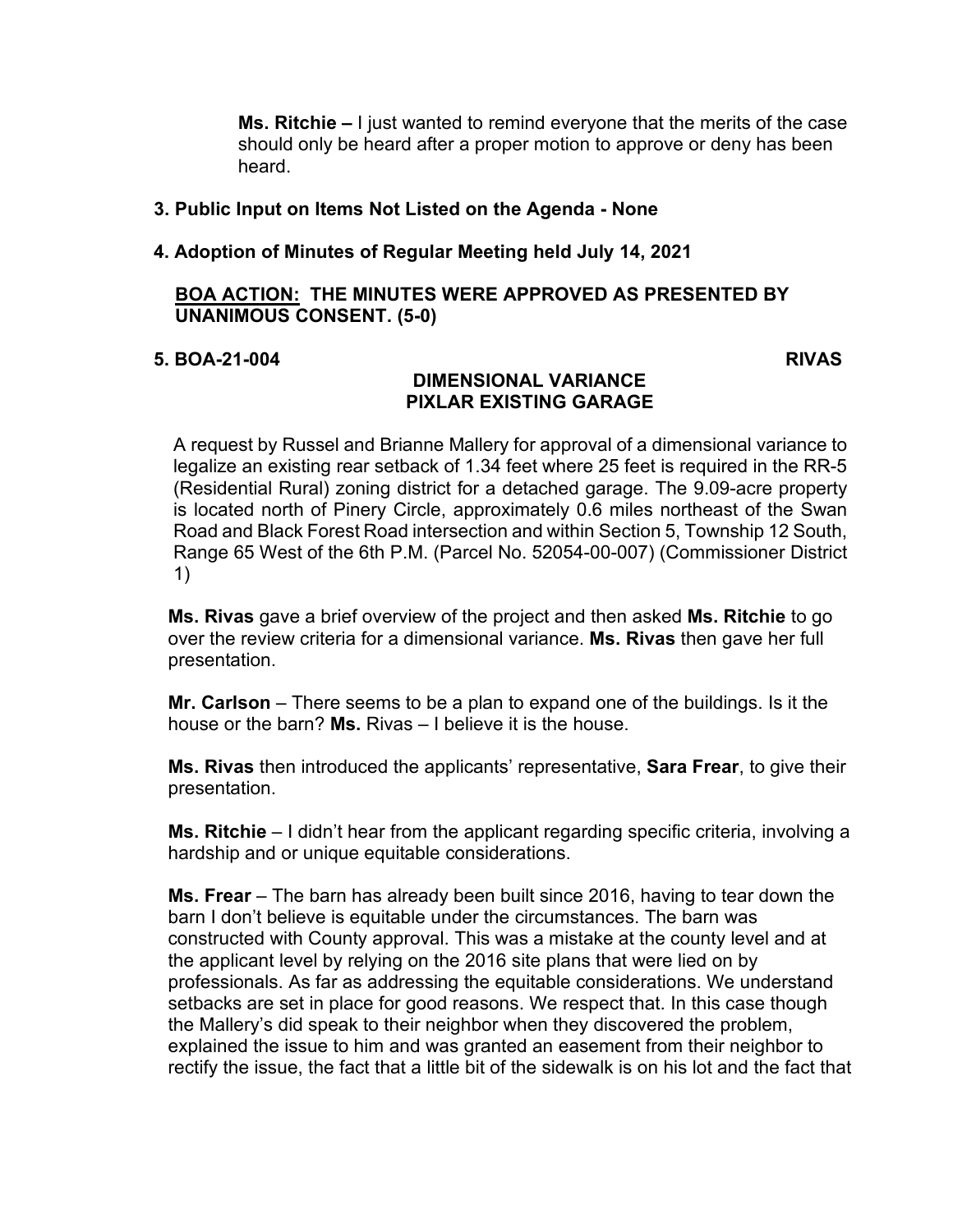**Ms. Ritchie –** I just wanted to remind everyone that the merits of the case should only be heard after a proper motion to approve or deny has been heard.

**3. Public Input on Items Not Listed on the Agenda - None**

**4. Adoption of Minutes of Regular Meeting held July 14, 2021**

**<u>BOA ACTION:</u> THE MINUTES WERE APPROVED AS PRESENTED BY UNANIMOUS CONSENT. (5-0)**

**5. BOA-21-004 RIVAS**

**DIMENSIONAL VARIANCE**
**PIXLAR EXISTING GARAGE**

A request by Russel and Brianne Mallery for approval of a dimensional variance to legalize an existing rear setback of 1.34 feet where 25 feet is required in the RR-5 (Residential Rural) zoning district for a detached garage. The 9.09-acre property is located north of Pinery Circle, approximately 0.6 miles northeast of the Swan Road and Black Forest Road intersection and within Section 5, Township 12 South, Range 65 West of the 6th P.M. (Parcel No. 52054-00-007) (Commissioner District 1)

**Ms. Rivas** gave a brief overview of the project and then asked **Ms. Ritchie** to go over the review criteria for a dimensional variance. **Ms. Rivas** then gave her full presentation.

**Mr. Carlson** – There seems to be a plan to expand one of the buildings. Is it the house or the barn? **Ms.** Rivas – I believe it is the house.

**Ms. Rivas** then introduced the applicants' representative, **Sara Frear**, to give their presentation.

**Ms. Ritchie** – I didn't hear from the applicant regarding specific criteria, involving a hardship and or unique equitable considerations.

**Ms. Frear** – The barn has already been built since 2016, having to tear down the barn I don't believe is equitable under the circumstances. The barn was constructed with County approval. This was a mistake at the county level and at the applicant level by relying on the 2016 site plans that were lied on by professionals. As far as addressing the equitable considerations. We understand setbacks are set in place for good reasons. We respect that. In this case though the Mallery's did speak to their neighbor when they discovered the problem, explained the issue to him and was granted an easement from their neighbor to rectify the issue, the fact that a little bit of the sidewalk is on his lot and the fact that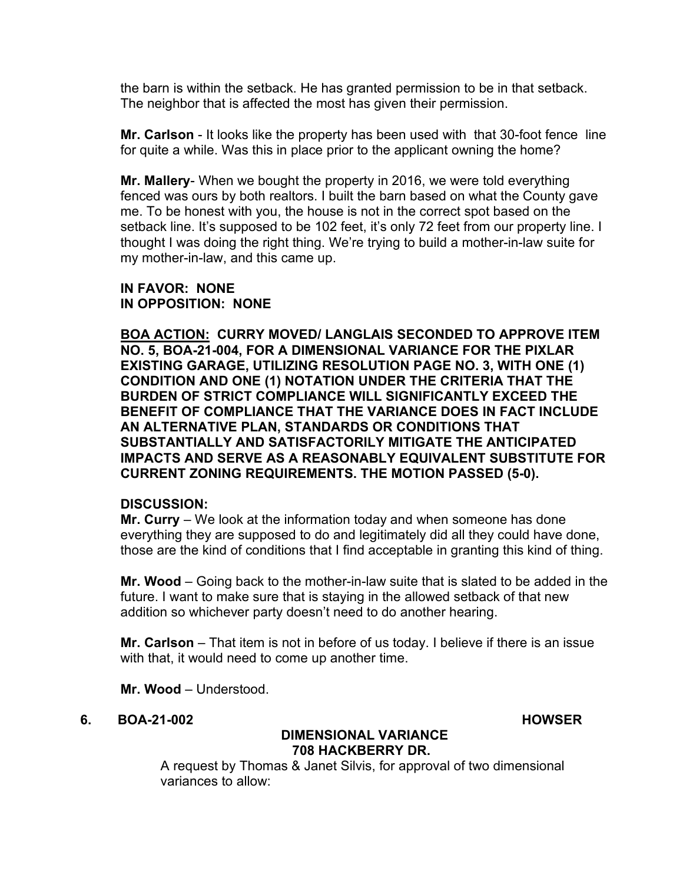the barn is within the setback. He has granted permission to be in that setback. The neighbor that is affected the most has given their permission.

**Mr. Carlson** - It looks like the property has been used with that 30-foot fence line for quite a while. Was this in place prior to the applicant owning the home?

**Mr. Mallery**- When we bought the property in 2016, we were told everything fenced was ours by both realtors. I built the barn based on what the County gave me. To be honest with you, the house is not in the correct spot based on the setback line. It's supposed to be 102 feet, it's only 72 feet from our property line. I thought I was doing the right thing. We're trying to build a mother-in-law suite for my mother-in-law, and this came up.

**IN FAVOR: NONE**
**IN OPPOSITION: NONE**

**<u>BOA ACTION:</u> CURRY MOVED/ LANGLAIS SECONDED TO APPROVE ITEM NO. 5, BOA-21-004, FOR A DIMENSIONAL VARIANCE FOR THE PIXLAR EXISTING GARAGE, UTILIZING RESOLUTION PAGE NO. 3, WITH ONE (1) CONDITION AND ONE (1) NOTATION UNDER THE CRITERIA THAT THE BURDEN OF STRICT COMPLIANCE WILL SIGNIFICANTLY EXCEED THE BENEFIT OF COMPLIANCE THAT THE VARIANCE DOES IN FACT INCLUDE AN ALTERNATIVE PLAN, STANDARDS OR CONDITIONS THAT SUBSTANTIALLY AND SATISFACTORILY MITIGATE THE ANTICIPATED IMPACTS AND SERVE AS A REASONABLY EQUIVALENT SUBSTITUTE FOR CURRENT ZONING REQUIREMENTS. THE MOTION PASSED (5-0).**

**DISCUSSION:**
**Mr. Curry** – We look at the information today and when someone has done everything they are supposed to do and legitimately did all they could have done, those are the kind of conditions that I find acceptable in granting this kind of thing.

**Mr. Wood** – Going back to the mother-in-law suite that is slated to be added in the future. I want to make sure that is staying in the allowed setback of that new addition so whichever party doesn't need to do another hearing.

**Mr. Carlson** – That item is not in before of us today. I believe if there is an issue with that, it would need to come up another time.

**Mr. Wood** – Understood.

**6. BOA-21-002 HOWSER**

**DIMENSIONAL VARIANCE**
**708 HACKBERRY DR.**

A request by Thomas & Janet Silvis, for approval of two dimensional variances to allow: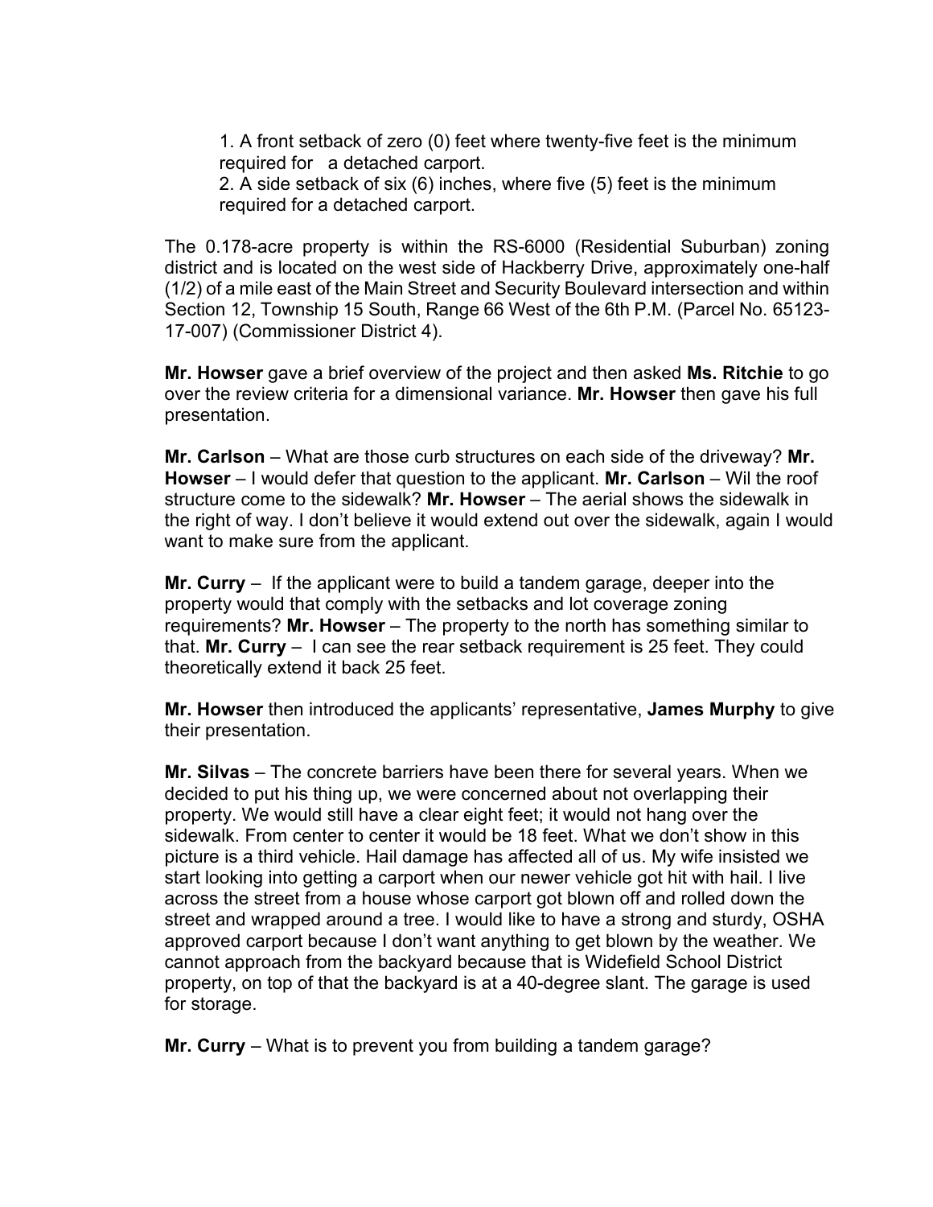1. A front setback of zero (0) feet where twenty-five feet is the minimum required for a detached carport.
2. A side setback of six (6) inches, where five (5) feet is the minimum required for a detached carport.

The 0.178-acre property is within the RS-6000 (Residential Suburban) zoning district and is located on the west side of Hackberry Drive, approximately one-half (1/2) of a mile east of the Main Street and Security Boulevard intersection and within Section 12, Township 15 South, Range 66 West of the 6th P.M. (Parcel No. 65123-17-007) (Commissioner District 4).

**Mr. Howser** gave a brief overview of the project and then asked **Ms. Ritchie** to go over the review criteria for a dimensional variance. **Mr. Howser** then gave his full presentation.

**Mr. Carlson** – What are those curb structures on each side of the driveway? **Mr. Howser** – I would defer that question to the applicant. **Mr. Carlson** – Wil the roof structure come to the sidewalk? **Mr. Howser** – The aerial shows the sidewalk in the right of way. I don't believe it would extend out over the sidewalk, again I would want to make sure from the applicant.

**Mr. Curry** – If the applicant were to build a tandem garage, deeper into the property would that comply with the setbacks and lot coverage zoning requirements? **Mr. Howser** – The property to the north has something similar to that. **Mr. Curry** – I can see the rear setback requirement is 25 feet. They could theoretically extend it back 25 feet.

**Mr. Howser** then introduced the applicants' representative, **James Murphy** to give their presentation.

**Mr. Silvas** – The concrete barriers have been there for several years. When we decided to put his thing up, we were concerned about not overlapping their property. We would still have a clear eight feet; it would not hang over the sidewalk. From center to center it would be 18 feet. What we don't show in this picture is a third vehicle. Hail damage has affected all of us. My wife insisted we start looking into getting a carport when our newer vehicle got hit with hail. I live across the street from a house whose carport got blown off and rolled down the street and wrapped around a tree. I would like to have a strong and sturdy, OSHA approved carport because I don't want anything to get blown by the weather. We cannot approach from the backyard because that is Widefield School District property, on top of that the backyard is at a 40-degree slant. The garage is used for storage.

**Mr. Curry** – What is to prevent you from building a tandem garage?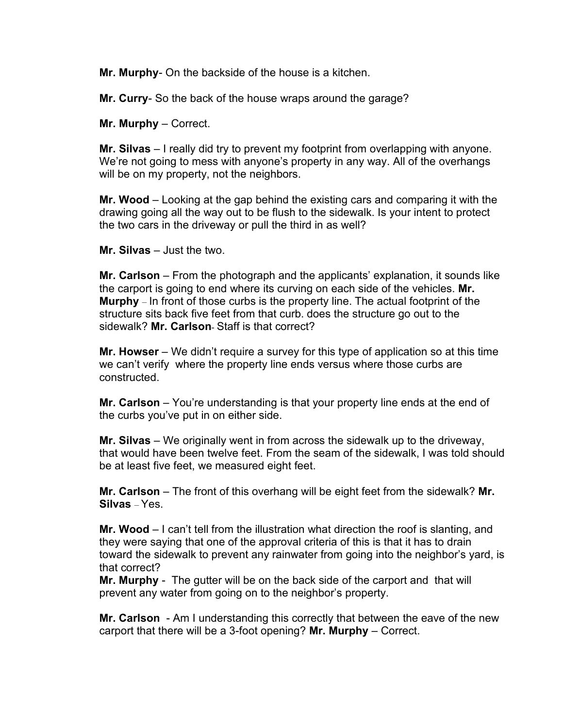**Mr. Murphy**- On the backside of the house is a kitchen.

**Mr. Curry**- So the back of the house wraps around the garage?

**Mr. Murphy** – Correct.

**Mr. Silvas** – I really did try to prevent my footprint from overlapping with anyone. We're not going to mess with anyone's property in any way. All of the overhangs will be on my property, not the neighbors.

**Mr. Wood** – Looking at the gap behind the existing cars and comparing it with the drawing going all the way out to be flush to the sidewalk. Is your intent to protect the two cars in the driveway or pull the third in as well?

**Mr. Silvas** – Just the two.

**Mr. Carlson** – From the photograph and the applicants' explanation, it sounds like the carport is going to end where its curving on each side of the vehicles. **Mr. Murphy** – In front of those curbs is the property line. The actual footprint of the structure sits back five feet from that curb. does the structure go out to the sidewalk? **Mr. Carlson**- Staff is that correct?

**Mr. Howser** – We didn't require a survey for this type of application so at this time we can't verify where the property line ends versus where those curbs are constructed.

**Mr. Carlson** – You're understanding is that your property line ends at the end of the curbs you've put in on either side.

**Mr. Silvas** – We originally went in from across the sidewalk up to the driveway, that would have been twelve feet. From the seam of the sidewalk, I was told should be at least five feet, we measured eight feet.

**Mr. Carlson** – The front of this overhang will be eight feet from the sidewalk? **Mr. Silvas** – Yes.

**Mr. Wood** – I can't tell from the illustration what direction the roof is slanting, and they were saying that one of the approval criteria of this is that it has to drain toward the sidewalk to prevent any rainwater from going into the neighbor's yard, is that correct?
**Mr. Murphy** - The gutter will be on the back side of the carport and that will prevent any water from going on to the neighbor's property.

**Mr. Carlson** - Am I understanding this correctly that between the eave of the new carport that there will be a 3-foot opening? **Mr. Murphy** – Correct.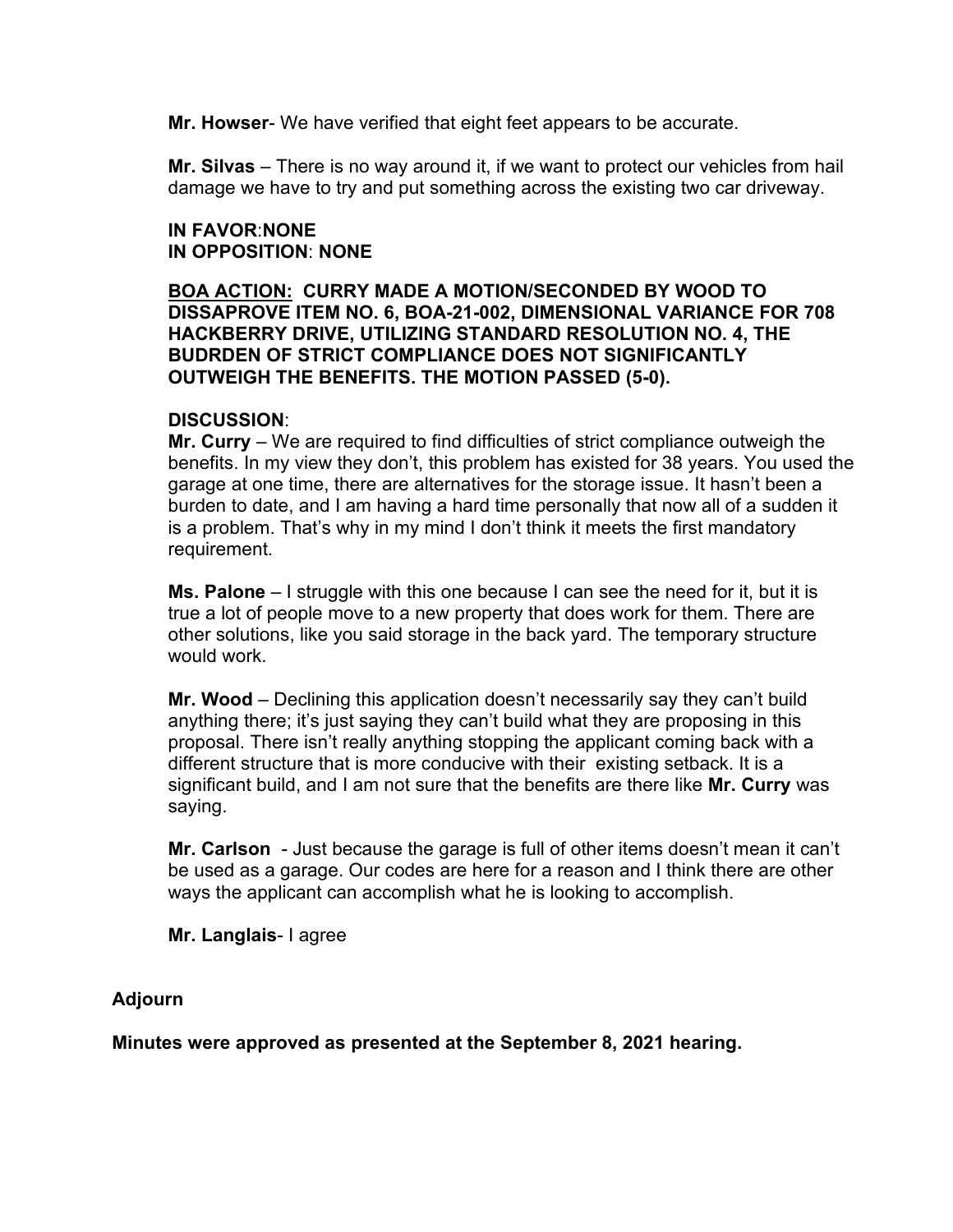**Mr. Howser**- We have verified that eight feet appears to be accurate.

**Mr. Silvas** – There is no way around it, if we want to protect our vehicles from hail damage we have to try and put something across the existing two car driveway.

**IN FAVOR**:**NONE**
**IN OPPOSITION**: **NONE**

**<u>BOA ACTION:</u> CURRY MADE A MOTION/SECONDED BY WOOD TO DISSAPROVE ITEM NO. 6, BOA-21-002, DIMENSIONAL VARIANCE FOR 708 HACKBERRY DRIVE, UTILIZING STANDARD RESOLUTION NO. 4, THE BUDRDEN OF STRICT COMPLIANCE DOES NOT SIGNIFICANTLY OUTWEIGH THE BENEFITS. THE MOTION PASSED (5-0).**

**DISCUSSION**:
**Mr. Curry** – We are required to find difficulties of strict compliance outweigh the benefits. In my view they don't, this problem has existed for 38 years. You used the garage at one time, there are alternatives for the storage issue. It hasn't been a burden to date, and I am having a hard time personally that now all of a sudden it is a problem. That's why in my mind I don't think it meets the first mandatory requirement.

**Ms. Palone** – I struggle with this one because I can see the need for it, but it is true a lot of people move to a new property that does work for them. There are other solutions, like you said storage in the back yard. The temporary structure would work.

**Mr. Wood** – Declining this application doesn't necessarily say they can't build anything there; it's just saying they can't build what they are proposing in this proposal. There isn't really anything stopping the applicant coming back with a different structure that is more conducive with their existing setback. It is a significant build, and I am not sure that the benefits are there like **Mr. Curry** was saying.

**Mr. Carlson** - Just because the garage is full of other items doesn't mean it can't be used as a garage. Our codes are here for a reason and I think there are other ways the applicant can accomplish what he is looking to accomplish.

**Mr. Langlais**- I agree

**Adjourn**

**Minutes were approved as presented at the September 8, 2021 hearing.**